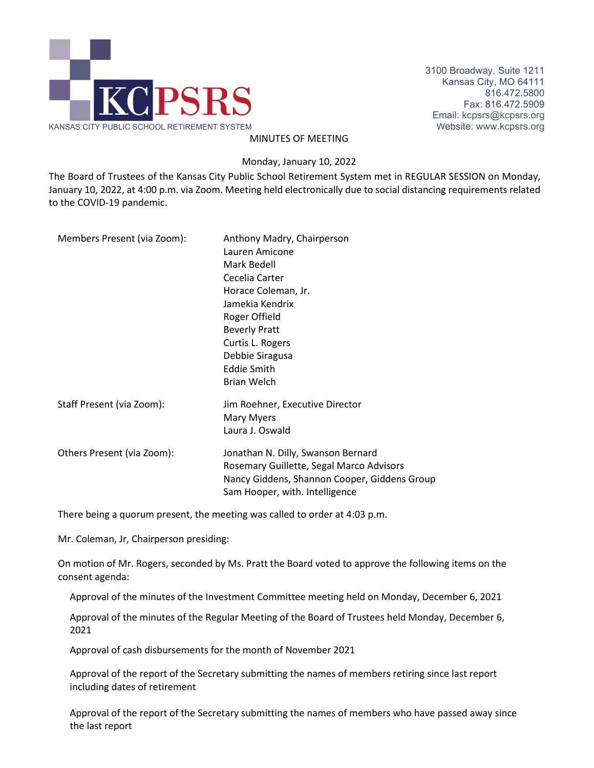KCPSRS

KANSAS CITY PUBLIC SCHOOL RETIREMENT SYSTEM

3100 Broadway, Suite 1211
Kansas City, MO 64111
816.472.5800
Fax: 816.472.5909
Email: kcpsrs@kcpsrs.org
Website: www.kcpsrs.org

# MINUTES OF MEETING

Monday, January 10, 2022

The Board of Trustees of the Kansas City Public School Retirement System met in REGULAR SESSION on Monday, January 10, 2022, at 4:00 p.m. via Zoom. Meeting held electronically due to social distancing requirements related to the COVID-19 pandemic.

| | |
|---|---|
| Members Present (via Zoom): | Anthony Madry, Chairperson<br>Lauren Amicone<br>Mark Bedell<br>Cecelia Carter<br>Horace Coleman, Jr.<br>Jamekia Kendrix<br>Roger Offield<br>Beverly Pratt<br>Curtis L. Rogers<br>Debbie Siragusa<br>Eddie Smith<br>Brian Welch |
| Staff Present (via Zoom): | Jim Roehner, Executive Director<br>Mary Myers<br>Laura J. Oswald |
| Others Present (via Zoom): | Jonathan N. Dilly, Swanson Bernard<br>Rosemary Guillette, Segal Marco Advisors<br>Nancy Giddens, Shannon Cooper, Giddens Group<br>Sam Hooper, with. Intelligence |

There being a quorum present, the meeting was called to order at 4:03 p.m.

Mr. Coleman, Jr, Chairperson presiding:

On motion of Mr. Rogers, seconded by Ms. Pratt the Board voted to approve the following items on the consent agenda:

Approval of the minutes of the Investment Committee meeting held on Monday, December 6, 2021

Approval of the minutes of the Regular Meeting of the Board of Trustees held Monday, December 6, 2021

Approval of cash disbursements for the month of November 2021

Approval of the report of the Secretary submitting the names of members retiring since last report including dates of retirement

Approval of the report of the Secretary submitting the names of members who have passed away since the last report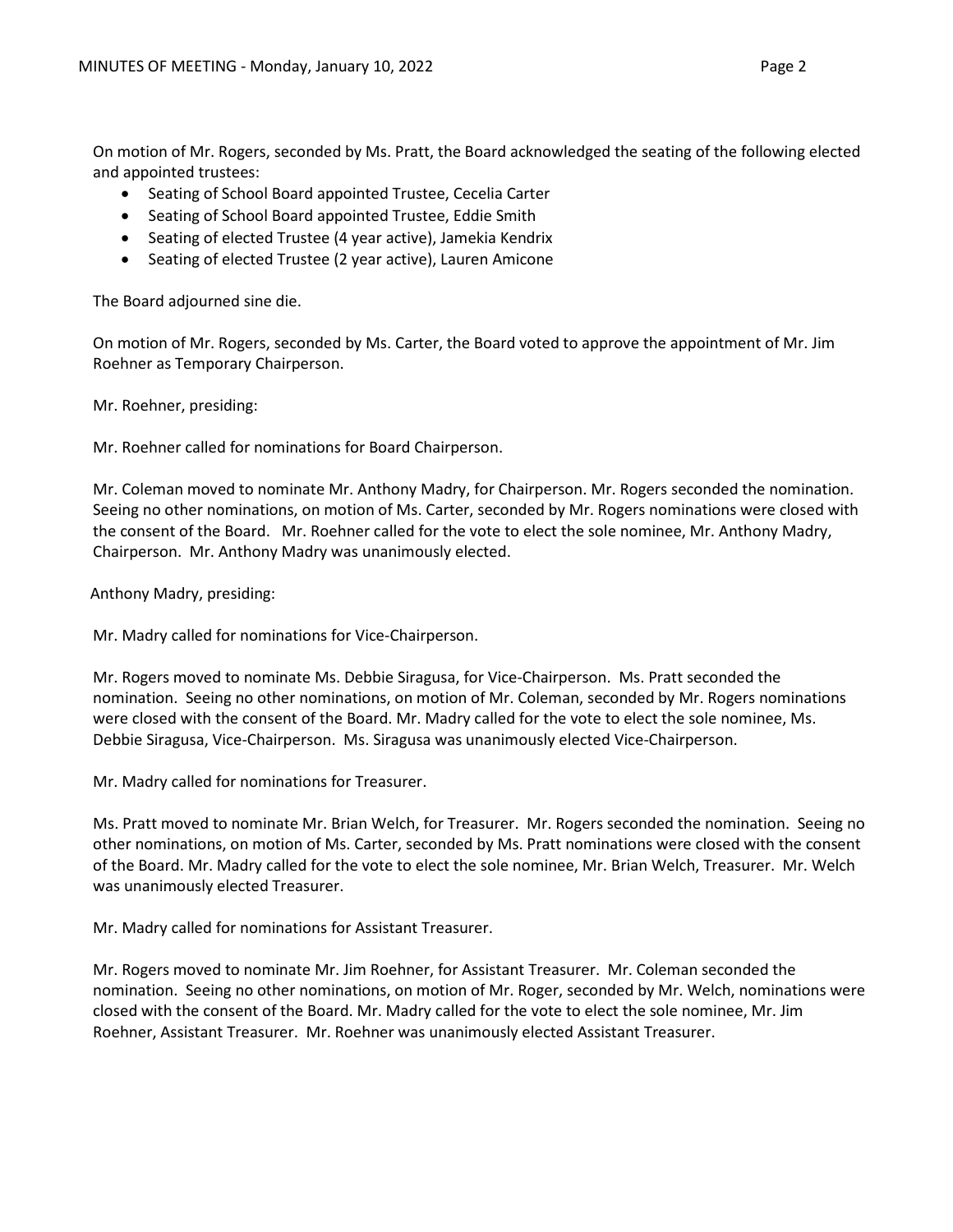On motion of Mr. Rogers, seconded by Ms. Pratt, the Board acknowledged the seating of the following elected and appointed trustees:

- Seating of School Board appointed Trustee, Cecelia Carter
- Seating of School Board appointed Trustee, Eddie Smith
- Seating of elected Trustee (4 year active), Jamekia Kendrix
- Seating of elected Trustee (2 year active), Lauren Amicone

The Board adjourned sine die.

On motion of Mr. Rogers, seconded by Ms. Carter, the Board voted to approve the appointment of Mr. Jim Roehner as Temporary Chairperson.

Mr. Roehner, presiding:

Mr. Roehner called for nominations for Board Chairperson.

Mr. Coleman moved to nominate Mr. Anthony Madry, for Chairperson. Mr. Rogers seconded the nomination. Seeing no other nominations, on motion of Ms. Carter, seconded by Mr. Rogers nominations were closed with the consent of the Board. Mr. Roehner called for the vote to elect the sole nominee, Mr. Anthony Madry, Chairperson. Mr. Anthony Madry was unanimously elected.

Anthony Madry, presiding:

Mr. Madry called for nominations for Vice-Chairperson.

Mr. Rogers moved to nominate Ms. Debbie Siragusa, for Vice-Chairperson. Ms. Pratt seconded the nomination. Seeing no other nominations, on motion of Mr. Coleman, seconded by Mr. Rogers nominations were closed with the consent of the Board. Mr. Madry called for the vote to elect the sole nominee, Ms. Debbie Siragusa, Vice-Chairperson. Ms. Siragusa was unanimously elected Vice-Chairperson.

Mr. Madry called for nominations for Treasurer.

Ms. Pratt moved to nominate Mr. Brian Welch, for Treasurer. Mr. Rogers seconded the nomination. Seeing no other nominations, on motion of Ms. Carter, seconded by Ms. Pratt nominations were closed with the consent of the Board. Mr. Madry called for the vote to elect the sole nominee, Mr. Brian Welch, Treasurer. Mr. Welch was unanimously elected Treasurer.

Mr. Madry called for nominations for Assistant Treasurer.

Mr. Rogers moved to nominate Mr. Jim Roehner, for Assistant Treasurer. Mr. Coleman seconded the nomination. Seeing no other nominations, on motion of Mr. Roger, seconded by Mr. Welch, nominations were closed with the consent of the Board. Mr. Madry called for the vote to elect the sole nominee, Mr. Jim Roehner, Assistant Treasurer. Mr. Roehner was unanimously elected Assistant Treasurer.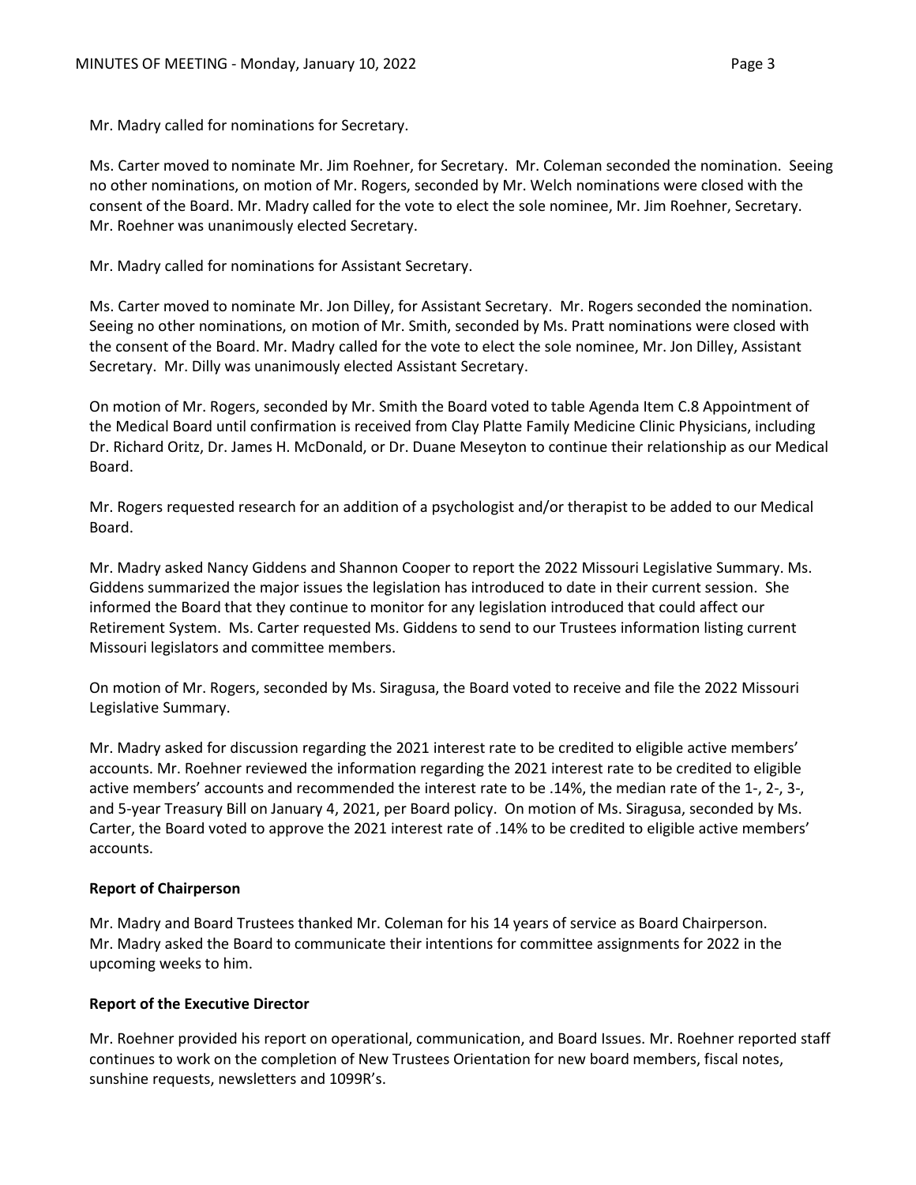Mr. Madry called for nominations for Secretary.

Ms. Carter moved to nominate Mr. Jim Roehner, for Secretary. Mr. Coleman seconded the nomination. Seeing no other nominations, on motion of Mr. Rogers, seconded by Mr. Welch nominations were closed with the consent of the Board. Mr. Madry called for the vote to elect the sole nominee, Mr. Jim Roehner, Secretary. Mr. Roehner was unanimously elected Secretary.

Mr. Madry called for nominations for Assistant Secretary.

Ms. Carter moved to nominate Mr. Jon Dilley, for Assistant Secretary. Mr. Rogers seconded the nomination. Seeing no other nominations, on motion of Mr. Smith, seconded by Ms. Pratt nominations were closed with the consent of the Board. Mr. Madry called for the vote to elect the sole nominee, Mr. Jon Dilley, Assistant Secretary. Mr. Dilly was unanimously elected Assistant Secretary.

On motion of Mr. Rogers, seconded by Mr. Smith the Board voted to table Agenda Item C.8 Appointment of the Medical Board until confirmation is received from Clay Platte Family Medicine Clinic Physicians, including Dr. Richard Oritz, Dr. James H. McDonald, or Dr. Duane Meseyton to continue their relationship as our Medical Board.

Mr. Rogers requested research for an addition of a psychologist and/or therapist to be added to our Medical Board.

Mr. Madry asked Nancy Giddens and Shannon Cooper to report the 2022 Missouri Legislative Summary. Ms. Giddens summarized the major issues the legislation has introduced to date in their current session. She informed the Board that they continue to monitor for any legislation introduced that could affect our Retirement System. Ms. Carter requested Ms. Giddens to send to our Trustees information listing current Missouri legislators and committee members.

On motion of Mr. Rogers, seconded by Ms. Siragusa, the Board voted to receive and file the 2022 Missouri Legislative Summary.

Mr. Madry asked for discussion regarding the 2021 interest rate to be credited to eligible active members' accounts. Mr. Roehner reviewed the information regarding the 2021 interest rate to be credited to eligible active members' accounts and recommended the interest rate to be .14%, the median rate of the 1-, 2-, 3-, and 5-year Treasury Bill on January 4, 2021, per Board policy. On motion of Ms. Siragusa, seconded by Ms. Carter, the Board voted to approve the 2021 interest rate of .14% to be credited to eligible active members' accounts.

**Report of Chairperson**

Mr. Madry and Board Trustees thanked Mr. Coleman for his 14 years of service as Board Chairperson. Mr. Madry asked the Board to communicate their intentions for committee assignments for 2022 in the upcoming weeks to him.

**Report of the Executive Director**

Mr. Roehner provided his report on operational, communication, and Board Issues. Mr. Roehner reported staff continues to work on the completion of New Trustees Orientation for new board members, fiscal notes, sunshine requests, newsletters and 1099R's.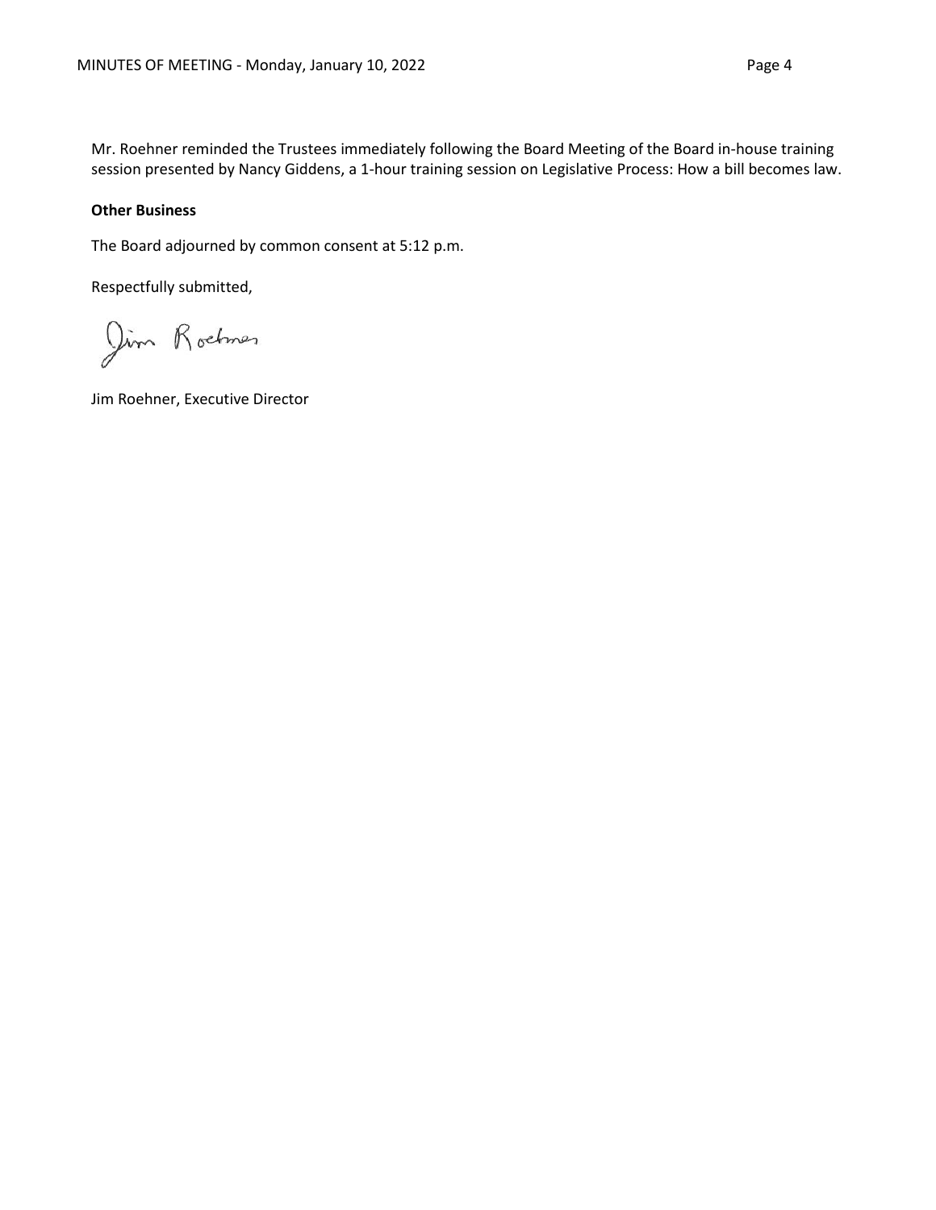Mr. Roehner reminded the Trustees immediately following the Board Meeting of the Board in-house training session presented by Nancy Giddens, a 1-hour training session on Legislative Process: How a bill becomes law.

**Other Business**

The Board adjourned by common consent at 5:12 p.m.

Respectfully submitted,

Jim Roehner

Jim Roehner, Executive Director